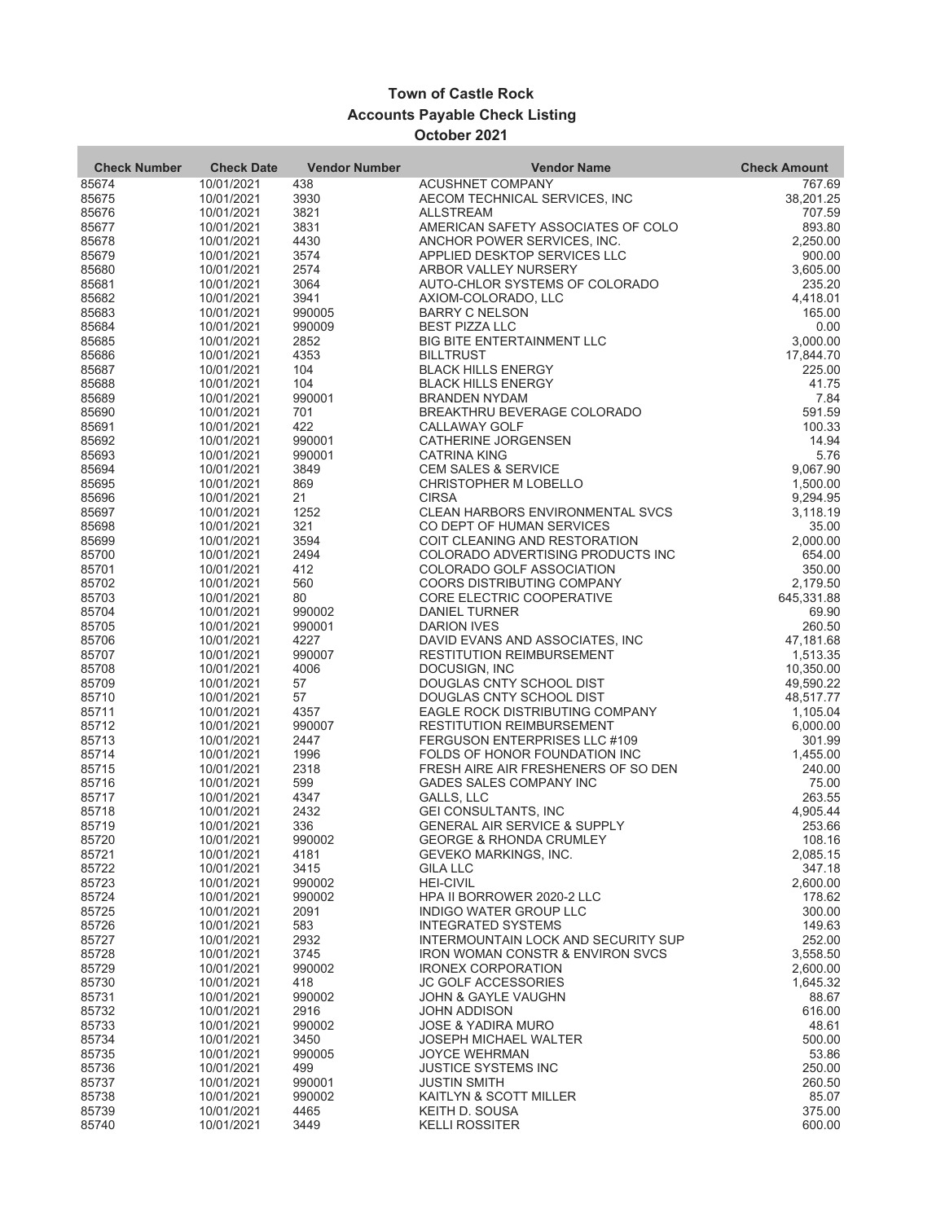# Town of Castle Rock
## Accounts Payable Check Listing
## October 2021

| Check Number | Check Date | Vendor Number | Vendor Name | Check Amount |
|---|---|---|---|---|
| 85674 | 10/01/2021 | 438 | ACUSHNET COMPANY | 767.69 |
| 85675 | 10/01/2021 | 3930 | AECOM TECHNICAL SERVICES, INC | 38,201.25 |
| 85676 | 10/01/2021 | 3821 | ALLSTREAM | 707.59 |
| 85677 | 10/01/2021 | 3831 | AMERICAN SAFETY ASSOCIATES OF COLO | 893.80 |
| 85678 | 10/01/2021 | 4430 | ANCHOR POWER SERVICES, INC. | 2,250.00 |
| 85679 | 10/01/2021 | 3574 | APPLIED DESKTOP SERVICES LLC | 900.00 |
| 85680 | 10/01/2021 | 2574 | ARBOR VALLEY NURSERY | 3,605.00 |
| 85681 | 10/01/2021 | 3064 | AUTO-CHLOR SYSTEMS OF COLORADO | 235.20 |
| 85682 | 10/01/2021 | 3941 | AXIOM-COLORADO, LLC | 4,418.01 |
| 85683 | 10/01/2021 | 990005 | BARRY C NELSON | 165.00 |
| 85684 | 10/01/2021 | 990009 | BEST PIZZA LLC | 0.00 |
| 85685 | 10/01/2021 | 2852 | BIG BITE ENTERTAINMENT LLC | 3,000.00 |
| 85686 | 10/01/2021 | 4353 | BILLTRUST | 17,844.70 |
| 85687 | 10/01/2021 | 104 | BLACK HILLS ENERGY | 225.00 |
| 85688 | 10/01/2021 | 104 | BLACK HILLS ENERGY | 41.75 |
| 85689 | 10/01/2021 | 990001 | BRANDEN NYDAM | 7.84 |
| 85690 | 10/01/2021 | 701 | BREAKTHRU BEVERAGE COLORADO | 591.59 |
| 85691 | 10/01/2021 | 422 | CALLAWAY GOLF | 100.33 |
| 85692 | 10/01/2021 | 990001 | CATHERINE JORGENSEN | 14.94 |
| 85693 | 10/01/2021 | 990001 | CATRINA KING | 5.76 |
| 85694 | 10/01/2021 | 3849 | CEM SALES & SERVICE | 9,067.90 |
| 85695 | 10/01/2021 | 869 | CHRISTOPHER M LOBELLO | 1,500.00 |
| 85696 | 10/01/2021 | 21 | CIRSA | 9,294.95 |
| 85697 | 10/01/2021 | 1252 | CLEAN HARBORS ENVIRONMENTAL SVCS | 3,118.19 |
| 85698 | 10/01/2021 | 321 | CO DEPT OF HUMAN SERVICES | 35.00 |
| 85699 | 10/01/2021 | 3594 | COIT CLEANING AND RESTORATION | 2,000.00 |
| 85700 | 10/01/2021 | 2494 | COLORADO ADVERTISING PRODUCTS INC | 654.00 |
| 85701 | 10/01/2021 | 412 | COLORADO GOLF ASSOCIATION | 350.00 |
| 85702 | 10/01/2021 | 560 | COORS DISTRIBUTING COMPANY | 2,179.50 |
| 85703 | 10/01/2021 | 80 | CORE ELECTRIC COOPERATIVE | 645,331.88 |
| 85704 | 10/01/2021 | 990002 | DANIEL TURNER | 69.90 |
| 85705 | 10/01/2021 | 990001 | DARION IVES | 260.50 |
| 85706 | 10/01/2021 | 4227 | DAVID EVANS AND ASSOCIATES, INC | 47,181.68 |
| 85707 | 10/01/2021 | 990007 | RESTITUTION REIMBURSEMENT | 1,513.35 |
| 85708 | 10/01/2021 | 4006 | DOCUSIGN, INC | 10,350.00 |
| 85709 | 10/01/2021 | 57 | DOUGLAS CNTY SCHOOL DIST | 49,590.22 |
| 85710 | 10/01/2021 | 57 | DOUGLAS CNTY SCHOOL DIST | 48,517.77 |
| 85711 | 10/01/2021 | 4357 | EAGLE ROCK DISTRIBUTING COMPANY | 1,105.04 |
| 85712 | 10/01/2021 | 990007 | RESTITUTION REIMBURSEMENT | 6,000.00 |
| 85713 | 10/01/2021 | 2447 | FERGUSON ENTERPRISES LLC #109 | 301.99 |
| 85714 | 10/01/2021 | 1996 | FOLDS OF HONOR FOUNDATION INC | 1,455.00 |
| 85715 | 10/01/2021 | 2318 | FRESH AIRE AIR FRESHENERS OF SO DEN | 240.00 |
| 85716 | 10/01/2021 | 599 | GADES SALES COMPANY INC | 75.00 |
| 85717 | 10/01/2021 | 4347 | GALLS, LLC | 263.55 |
| 85718 | 10/01/2021 | 2432 | GEI CONSULTANTS, INC | 4,905.44 |
| 85719 | 10/01/2021 | 336 | GENERAL AIR SERVICE & SUPPLY | 253.66 |
| 85720 | 10/01/2021 | 990002 | GEORGE & RHONDA CRUMLEY | 108.16 |
| 85721 | 10/01/2021 | 4181 | GEVEKO MARKINGS, INC. | 2,085.15 |
| 85722 | 10/01/2021 | 3415 | GILA LLC | 347.18 |
| 85723 | 10/01/2021 | 990002 | HEI-CIVIL | 2,600.00 |
| 85724 | 10/01/2021 | 990002 | HPA II BORROWER 2020-2 LLC | 178.62 |
| 85725 | 10/01/2021 | 2091 | INDIGO WATER GROUP LLC | 300.00 |
| 85726 | 10/01/2021 | 583 | INTEGRATED SYSTEMS | 149.63 |
| 85727 | 10/01/2021 | 2932 | INTERMOUNTAIN LOCK AND SECURITY SUP | 252.00 |
| 85728 | 10/01/2021 | 3745 | IRON WOMAN CONSTR & ENVIRON SVCS | 3,558.50 |
| 85729 | 10/01/2021 | 990002 | IRONEX CORPORATION | 2,600.00 |
| 85730 | 10/01/2021 | 418 | JC GOLF ACCESSORIES | 1,645.32 |
| 85731 | 10/01/2021 | 990002 | JOHN & GAYLE VAUGHN | 88.67 |
| 85732 | 10/01/2021 | 2916 | JOHN ADDISON | 616.00 |
| 85733 | 10/01/2021 | 990002 | JOSE & YADIRA MURO | 48.61 |
| 85734 | 10/01/2021 | 3450 | JOSEPH MICHAEL WALTER | 500.00 |
| 85735 | 10/01/2021 | 990005 | JOYCE WEHRMAN | 53.86 |
| 85736 | 10/01/2021 | 499 | JUSTICE SYSTEMS INC | 250.00 |
| 85737 | 10/01/2021 | 990001 | JUSTIN SMITH | 260.50 |
| 85738 | 10/01/2021 | 990002 | KAITLYN & SCOTT MILLER | 85.07 |
| 85739 | 10/01/2021 | 4465 | KEITH D. SOUSA | 375.00 |
| 85740 | 10/01/2021 | 3449 | KELLI ROSSITER | 600.00 |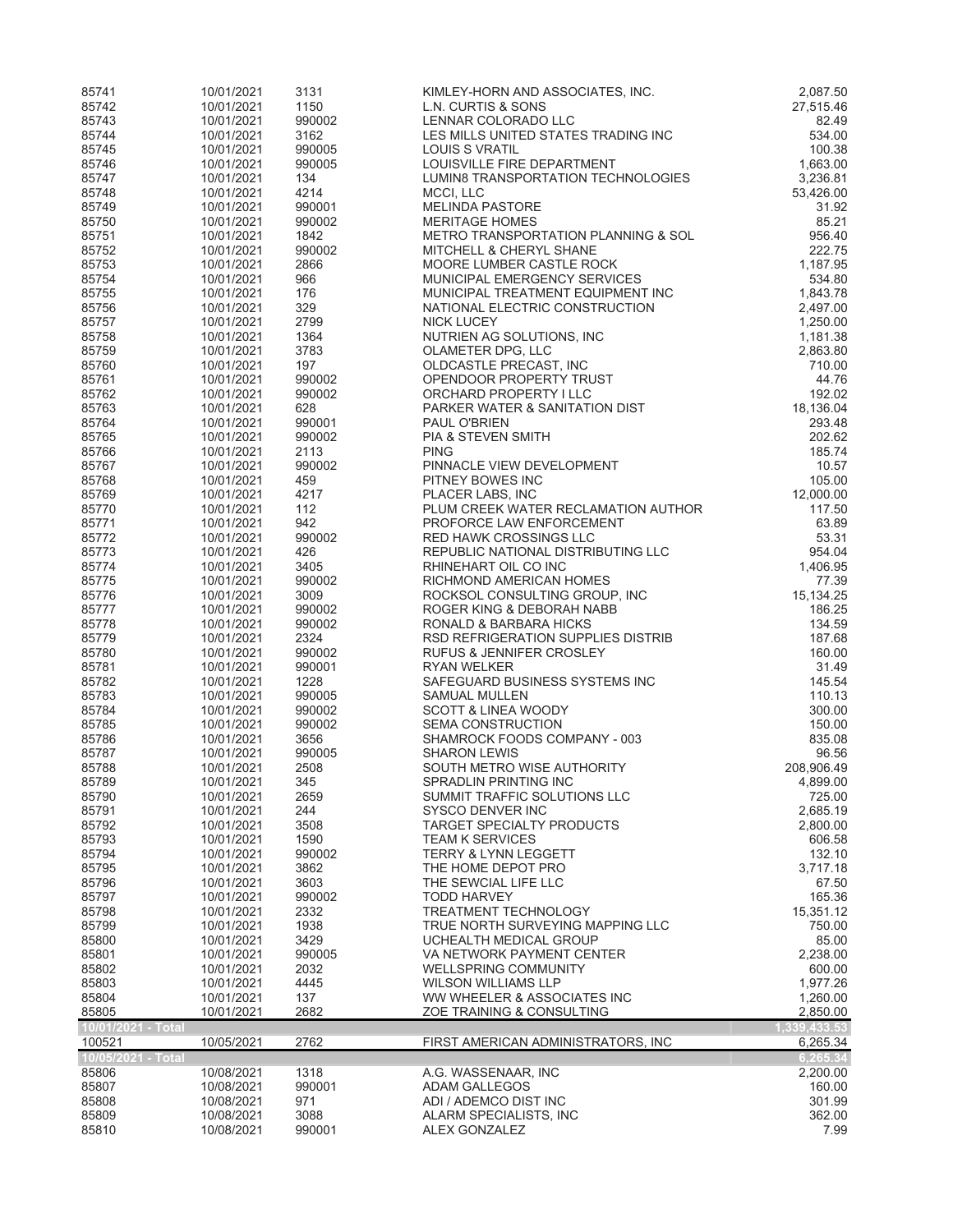| | | | | |
|---|---|---|---|---|
| 85741 | 10/01/2021 | 3131 | KIMLEY-HORN AND ASSOCIATES, INC. | 2,087.50 |
| 85742 | 10/01/2021 | 1150 | L.N. CURTIS & SONS | 27,515.46 |
| 85743 | 10/01/2021 | 990002 | LENNAR COLORADO LLC | 82.49 |
| 85744 | 10/01/2021 | 3162 | LES MILLS UNITED STATES TRADING INC | 534.00 |
| 85745 | 10/01/2021 | 990005 | LOUIS S VRATIL | 100.38 |
| 85746 | 10/01/2021 | 990005 | LOUISVILLE FIRE DEPARTMENT | 1,663.00 |
| 85747 | 10/01/2021 | 134 | LUMIN8 TRANSPORTATION TECHNOLOGIES | 3,236.81 |
| 85748 | 10/01/2021 | 4214 | MCCI, LLC | 53,426.00 |
| 85749 | 10/01/2021 | 990001 | MELINDA PASTORE | 31.92 |
| 85750 | 10/01/2021 | 990002 | MERITAGE HOMES | 85.21 |
| 85751 | 10/01/2021 | 1842 | METRO TRANSPORTATION PLANNING & SOL | 956.40 |
| 85752 | 10/01/2021 | 990002 | MITCHELL & CHERYL SHANE | 222.75 |
| 85753 | 10/01/2021 | 2866 | MOORE LUMBER CASTLE ROCK | 1,187.95 |
| 85754 | 10/01/2021 | 966 | MUNICIPAL EMERGENCY SERVICES | 534.80 |
| 85755 | 10/01/2021 | 176 | MUNICIPAL TREATMENT EQUIPMENT INC | 1,843.78 |
| 85756 | 10/01/2021 | 329 | NATIONAL ELECTRIC CONSTRUCTION | 2,497.00 |
| 85757 | 10/01/2021 | 2799 | NICK LUCEY | 1,250.00 |
| 85758 | 10/01/2021 | 1364 | NUTRIEN AG SOLUTIONS, INC | 1,181.38 |
| 85759 | 10/01/2021 | 3783 | OLAMETER DPG, LLC | 2,863.80 |
| 85760 | 10/01/2021 | 197 | OLDCASTLE PRECAST, INC | 710.00 |
| 85761 | 10/01/2021 | 990002 | OPENDOOR PROPERTY TRUST | 44.76 |
| 85762 | 10/01/2021 | 990002 | ORCHARD PROPERTY I LLC | 192.02 |
| 85763 | 10/01/2021 | 628 | PARKER WATER & SANITATION DIST | 18,136.04 |
| 85764 | 10/01/2021 | 990001 | PAUL O'BRIEN | 293.48 |
| 85765 | 10/01/2021 | 990002 | PIA & STEVEN SMITH | 202.62 |
| 85766 | 10/01/2021 | 2113 | PING | 185.74 |
| 85767 | 10/01/2021 | 990002 | PINNACLE VIEW DEVELOPMENT | 10.57 |
| 85768 | 10/01/2021 | 459 | PITNEY BOWES INC | 105.00 |
| 85769 | 10/01/2021 | 4217 | PLACER LABS, INC | 12,000.00 |
| 85770 | 10/01/2021 | 112 | PLUM CREEK WATER RECLAMATION AUTHOR | 117.50 |
| 85771 | 10/01/2021 | 942 | PROFORCE LAW ENFORCEMENT | 63.89 |
| 85772 | 10/01/2021 | 990002 | RED HAWK CROSSINGS LLC | 53.31 |
| 85773 | 10/01/2021 | 426 | REPUBLIC NATIONAL DISTRIBUTING LLC | 954.04 |
| 85774 | 10/01/2021 | 3405 | RHINEHART OIL CO INC | 1,406.95 |
| 85775 | 10/01/2021 | 990002 | RICHMOND AMERICAN HOMES | 77.39 |
| 85776 | 10/01/2021 | 3009 | ROCKSOL CONSULTING GROUP, INC | 15,134.25 |
| 85777 | 10/01/2021 | 990002 | ROGER KING & DEBORAH NABB | 186.25 |
| 85778 | 10/01/2021 | 990002 | RONALD & BARBARA HICKS | 134.59 |
| 85779 | 10/01/2021 | 2324 | RSD REFRIGERATION SUPPLIES DISTRIB | 187.68 |
| 85780 | 10/01/2021 | 990002 | RUFUS & JENNIFER CROSLEY | 160.00 |
| 85781 | 10/01/2021 | 990001 | RYAN WELKER | 31.49 |
| 85782 | 10/01/2021 | 1228 | SAFEGUARD BUSINESS SYSTEMS INC | 145.54 |
| 85783 | 10/01/2021 | 990005 | SAMUAL MULLEN | 110.13 |
| 85784 | 10/01/2021 | 990002 | SCOTT & LINEA WOODY | 300.00 |
| 85785 | 10/01/2021 | 990002 | SEMA CONSTRUCTION | 150.00 |
| 85786 | 10/01/2021 | 3656 | SHAMROCK FOODS COMPANY - 003 | 835.08 |
| 85787 | 10/01/2021 | 990005 | SHARON LEWIS | 96.56 |
| 85788 | 10/01/2021 | 2508 | SOUTH METRO WISE AUTHORITY | 208,906.49 |
| 85789 | 10/01/2021 | 345 | SPRADLIN PRINTING INC | 4,899.00 |
| 85790 | 10/01/2021 | 2659 | SUMMIT TRAFFIC SOLUTIONS LLC | 725.00 |
| 85791 | 10/01/2021 | 244 | SYSCO DENVER INC | 2,685.19 |
| 85792 | 10/01/2021 | 3508 | TARGET SPECIALTY PRODUCTS | 2,800.00 |
| 85793 | 10/01/2021 | 1590 | TEAM K SERVICES | 606.58 |
| 85794 | 10/01/2021 | 990002 | TERRY & LYNN LEGGETT | 132.10 |
| 85795 | 10/01/2021 | 3862 | THE HOME DEPOT PRO | 3,717.18 |
| 85796 | 10/01/2021 | 3603 | THE SEWCIAL LIFE LLC | 67.50 |
| 85797 | 10/01/2021 | 990002 | TODD HARVEY | 165.36 |
| 85798 | 10/01/2021 | 2332 | TREATMENT TECHNOLOGY | 15,351.12 |
| 85799 | 10/01/2021 | 1938 | TRUE NORTH SURVEYING MAPPING LLC | 750.00 |
| 85800 | 10/01/2021 | 3429 | UCHEALTH MEDICAL GROUP | 85.00 |
| 85801 | 10/01/2021 | 990005 | VA NETWORK PAYMENT CENTER | 2,238.00 |
| 85802 | 10/01/2021 | 2032 | WELLSPRING COMMUNITY | 600.00 |
| 85803 | 10/01/2021 | 4445 | WILSON WILLIAMS LLP | 1,977.26 |
| 85804 | 10/01/2021 | 137 | WW WHEELER & ASSOCIATES INC | 1,260.00 |
| 85805 | 10/01/2021 | 2682 | ZOE TRAINING & CONSULTING | 2,850.00 |
| **10/01/2021 - Total** | | | | **1,339,433.53** |
| 100521 | 10/05/2021 | 2762 | FIRST AMERICAN ADMINISTRATORS, INC | 6,265.34 |
| **10/05/2021 - Total** | | | | **6,265.34** |
| 85806 | 10/08/2021 | 1318 | A.G. WASSENAAR, INC | 2,200.00 |
| 85807 | 10/08/2021 | 990001 | ADAM GALLEGOS | 160.00 |
| 85808 | 10/08/2021 | 971 | ADI / ADEMCO DIST INC | 301.99 |
| 85809 | 10/08/2021 | 3088 | ALARM SPECIALISTS, INC | 362.00 |
| 85810 | 10/08/2021 | 990001 | ALEX GONZALEZ | 7.99 |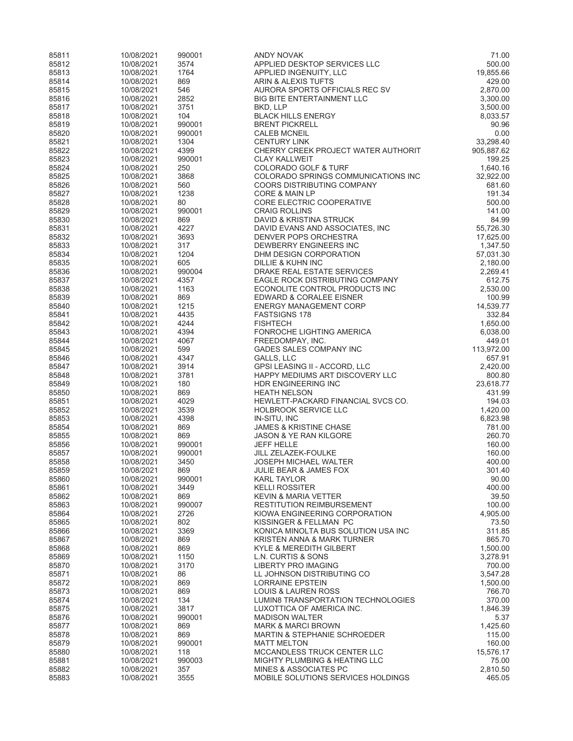| | | | | |
|---|---|---|---|---|
| 85811 | 10/08/2021 | 990001 | ANDY NOVAK | 71.00 |
| 85812 | 10/08/2021 | 3574 | APPLIED DESKTOP SERVICES LLC | 500.00 |
| 85813 | 10/08/2021 | 1764 | APPLIED INGENUITY, LLC | 19,855.66 |
| 85814 | 10/08/2021 | 869 | ARIN & ALEXIS TUFTS | 429.00 |
| 85815 | 10/08/2021 | 546 | AURORA SPORTS OFFICIALS REC SV | 2,870.00 |
| 85816 | 10/08/2021 | 2852 | BIG BITE ENTERTAINMENT LLC | 3,300.00 |
| 85817 | 10/08/2021 | 3751 | BKD, LLP | 3,500.00 |
| 85818 | 10/08/2021 | 104 | BLACK HILLS ENERGY | 8,033.57 |
| 85819 | 10/08/2021 | 990001 | BRENT PICKRELL | 90.96 |
| 85820 | 10/08/2021 | 990001 | CALEB MCNEIL | 0.00 |
| 85821 | 10/08/2021 | 1304 | CENTURY LINK | 33,298.40 |
| 85822 | 10/08/2021 | 4399 | CHERRY CREEK PROJECT WATER AUTHORIT | 905,887.62 |
| 85823 | 10/08/2021 | 990001 | CLAY KALLWEIT | 199.25 |
| 85824 | 10/08/2021 | 250 | COLORADO GOLF & TURF | 1,640.16 |
| 85825 | 10/08/2021 | 3868 | COLORADO SPRINGS COMMUNICATIONS INC | 32,922.00 |
| 85826 | 10/08/2021 | 560 | COORS DISTRIBUTING COMPANY | 681.60 |
| 85827 | 10/08/2021 | 1238 | CORE & MAIN LP | 191.34 |
| 85828 | 10/08/2021 | 80 | CORE ELECTRIC COOPERATIVE | 500.00 |
| 85829 | 10/08/2021 | 990001 | CRAIG ROLLINS | 141.00 |
| 85830 | 10/08/2021 | 869 | DAVID & KRISTINA STRUCK | 84.99 |
| 85831 | 10/08/2021 | 4227 | DAVID EVANS AND ASSOCIATES, INC | 55,726.30 |
| 85832 | 10/08/2021 | 3693 | DENVER POPS ORCHESTRA | 17,625.00 |
| 85833 | 10/08/2021 | 317 | DEWBERRY ENGINEERS INC | 1,347.50 |
| 85834 | 10/08/2021 | 1204 | DHM DESIGN CORPORATION | 57,031.30 |
| 85835 | 10/08/2021 | 605 | DILLIE & KUHN INC | 2,180.00 |
| 85836 | 10/08/2021 | 990004 | DRAKE REAL ESTATE SERVICES | 2,269.41 |
| 85837 | 10/08/2021 | 4357 | EAGLE ROCK DISTRIBUTING COMPANY | 612.75 |
| 85838 | 10/08/2021 | 1163 | ECONOLITE CONTROL PRODUCTS INC | 2,530.00 |
| 85839 | 10/08/2021 | 869 | EDWARD & CORALEE EISNER | 100.99 |
| 85840 | 10/08/2021 | 1215 | ENERGY MANAGEMENT CORP | 14,539.77 |
| 85841 | 10/08/2021 | 4435 | FASTSIGNS 178 | 332.84 |
| 85842 | 10/08/2021 | 4244 | FISHTECH | 1,650.00 |
| 85843 | 10/08/2021 | 4394 | FONROCHE LIGHTING AMERICA | 6,038.00 |
| 85844 | 10/08/2021 | 4067 | FREEDOMPAY, INC. | 449.01 |
| 85845 | 10/08/2021 | 599 | GADES SALES COMPANY INC | 113,972.00 |
| 85846 | 10/08/2021 | 4347 | GALLS, LLC | 657.91 |
| 85847 | 10/08/2021 | 3914 | GPSI LEASING II - ACCORD, LLC | 2,420.00 |
| 85848 | 10/08/2021 | 3781 | HAPPY MEDIUMS ART DISCOVERY LLC | 800.80 |
| 85849 | 10/08/2021 | 180 | HDR ENGINEERING INC | 23,618.77 |
| 85850 | 10/08/2021 | 869 | HEATH NELSON | 431.99 |
| 85851 | 10/08/2021 | 4029 | HEWLETT-PACKARD FINANCIAL SVCS CO. | 194.03 |
| 85852 | 10/08/2021 | 3539 | HOLBROOK SERVICE LLC | 1,420.00 |
| 85853 | 10/08/2021 | 4398 | IN-SITU, INC | 6,823.98 |
| 85854 | 10/08/2021 | 869 | JAMES & KRISTINE CHASE | 781.00 |
| 85855 | 10/08/2021 | 869 | JASON & YE RAN KILGORE | 260.70 |
| 85856 | 10/08/2021 | 990001 | JEFF HELLE | 160.00 |
| 85857 | 10/08/2021 | 990001 | JILL ZELAZEK-FOULKE | 160.00 |
| 85858 | 10/08/2021 | 3450 | JOSEPH MICHAEL WALTER | 400.00 |
| 85859 | 10/08/2021 | 869 | JULIE BEAR & JAMES FOX | 301.40 |
| 85860 | 10/08/2021 | 990001 | KARL TAYLOR | 90.00 |
| 85861 | 10/08/2021 | 3449 | KELLI ROSSITER | 400.00 |
| 85862 | 10/08/2021 | 869 | KEVIN & MARIA VETTER | 39.50 |
| 85863 | 10/08/2021 | 990007 | RESTITUTION REIMBURSEMENT | 100.00 |
| 85864 | 10/08/2021 | 2726 | KIOWA ENGINEERING CORPORATION | 4,905.00 |
| 85865 | 10/08/2021 | 802 | KISSINGER & FELLMAN PC | 73.50 |
| 85866 | 10/08/2021 | 3369 | KONICA MINOLTA BUS SOLUTION USA INC | 311.85 |
| 85867 | 10/08/2021 | 869 | KRISTEN ANNA & MARK TURNER | 865.70 |
| 85868 | 10/08/2021 | 869 | KYLE & MEREDITH GILBERT | 1,500.00 |
| 85869 | 10/08/2021 | 1150 | L.N. CURTIS & SONS | 3,278.91 |
| 85870 | 10/08/2021 | 3170 | LIBERTY PRO IMAGING | 700.00 |
| 85871 | 10/08/2021 | 86 | LL JOHNSON DISTRIBUTING CO | 3,547.28 |
| 85872 | 10/08/2021 | 869 | LORRAINE EPSTEIN | 1,500.00 |
| 85873 | 10/08/2021 | 869 | LOUIS & LAUREN ROSS | 766.70 |
| 85874 | 10/08/2021 | 134 | LUMIN8 TRANSPORTATION TECHNOLOGIES | 370.00 |
| 85875 | 10/08/2021 | 3817 | LUXOTTICA OF AMERICA INC. | 1,846.39 |
| 85876 | 10/08/2021 | 990001 | MADISON WALTER | 5.37 |
| 85877 | 10/08/2021 | 869 | MARK & MARCI BROWN | 1,425.60 |
| 85878 | 10/08/2021 | 869 | MARTIN & STEPHANIE SCHROEDER | 115.00 |
| 85879 | 10/08/2021 | 990001 | MATT MELTON | 160.00 |
| 85880 | 10/08/2021 | 118 | MCCANDLESS TRUCK CENTER LLC | 15,576.17 |
| 85881 | 10/08/2021 | 990003 | MIGHTY PLUMBING & HEATING LLC | 75.00 |
| 85882 | 10/08/2021 | 357 | MINES & ASSOCIATES PC | 2,810.50 |
| 85883 | 10/08/2021 | 3555 | MOBILE SOLUTIONS SERVICES HOLDINGS | 465.05 |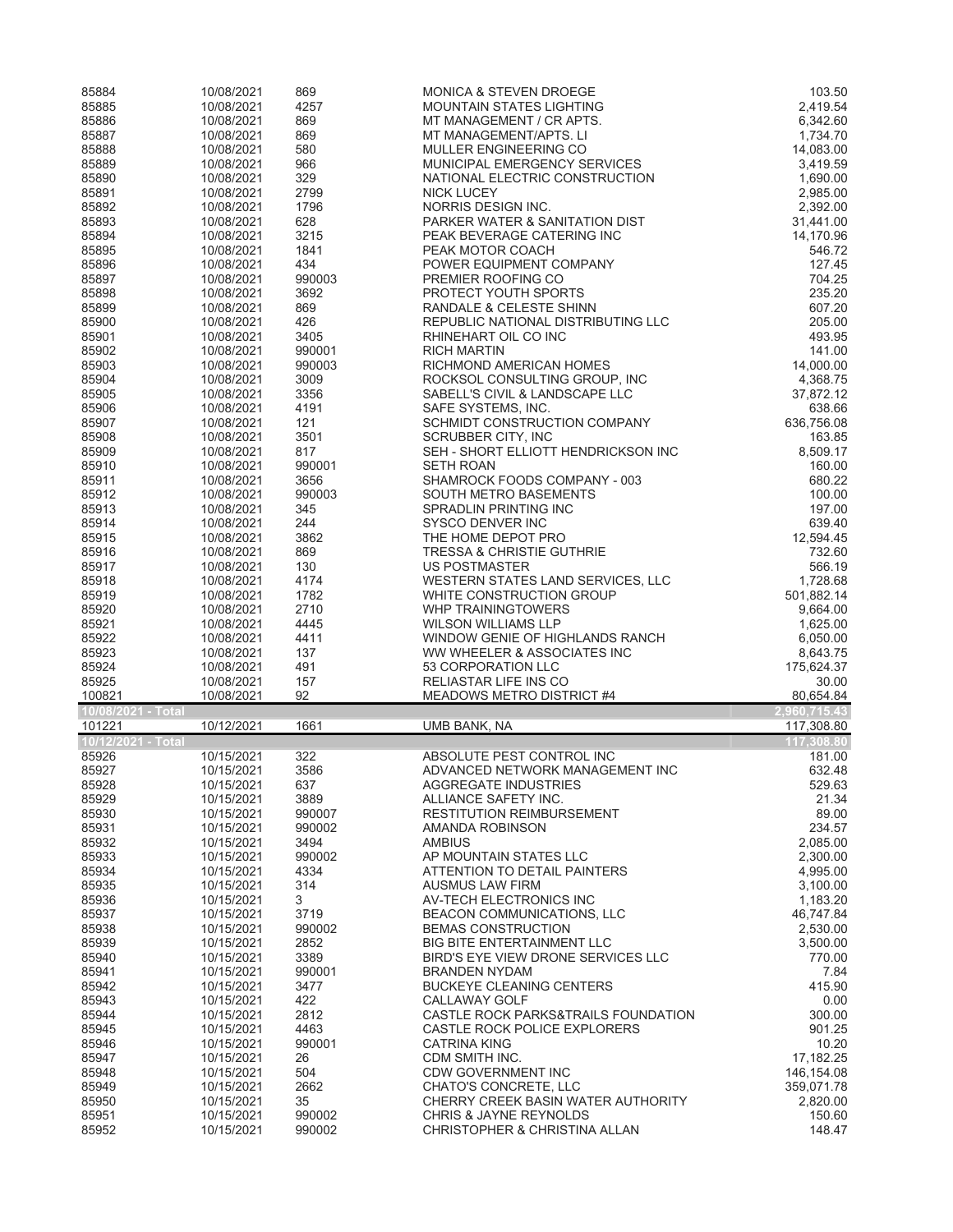| | | | | |
|---|---|---|---|---|
| 85884 | 10/08/2021 | 869 | MONICA & STEVEN DROEGE | 103.50 |
| 85885 | 10/08/2021 | 4257 | MOUNTAIN STATES LIGHTING | 2,419.54 |
| 85886 | 10/08/2021 | 869 | MT MANAGEMENT / CR APTS. | 6,342.60 |
| 85887 | 10/08/2021 | 869 | MT MANAGEMENT/APTS. LI | 1,734.70 |
| 85888 | 10/08/2021 | 580 | MULLER ENGINEERING CO | 14,083.00 |
| 85889 | 10/08/2021 | 966 | MUNICIPAL EMERGENCY SERVICES | 3,419.59 |
| 85890 | 10/08/2021 | 329 | NATIONAL ELECTRIC CONSTRUCTION | 1,690.00 |
| 85891 | 10/08/2021 | 2799 | NICK LUCEY | 2,985.00 |
| 85892 | 10/08/2021 | 1796 | NORRIS DESIGN INC. | 2,392.00 |
| 85893 | 10/08/2021 | 628 | PARKER WATER & SANITATION DIST | 31,441.00 |
| 85894 | 10/08/2021 | 3215 | PEAK BEVERAGE CATERING INC | 14,170.96 |
| 85895 | 10/08/2021 | 1841 | PEAK MOTOR COACH | 546.72 |
| 85896 | 10/08/2021 | 434 | POWER EQUIPMENT COMPANY | 127.45 |
| 85897 | 10/08/2021 | 990003 | PREMIER ROOFING CO | 704.25 |
| 85898 | 10/08/2021 | 3692 | PROTECT YOUTH SPORTS | 235.20 |
| 85899 | 10/08/2021 | 869 | RANDALE & CELESTE SHINN | 607.20 |
| 85900 | 10/08/2021 | 426 | REPUBLIC NATIONAL DISTRIBUTING LLC | 205.00 |
| 85901 | 10/08/2021 | 3405 | RHINEHART OIL CO INC | 493.95 |
| 85902 | 10/08/2021 | 990001 | RICH MARTIN | 141.00 |
| 85903 | 10/08/2021 | 990003 | RICHMOND AMERICAN HOMES | 14,000.00 |
| 85904 | 10/08/2021 | 3009 | ROCKSOL CONSULTING GROUP, INC | 4,368.75 |
| 85905 | 10/08/2021 | 3356 | SABELL'S CIVIL & LANDSCAPE LLC | 37,872.12 |
| 85906 | 10/08/2021 | 4191 | SAFE SYSTEMS, INC. | 638.66 |
| 85907 | 10/08/2021 | 121 | SCHMIDT CONSTRUCTION COMPANY | 636,756.08 |
| 85908 | 10/08/2021 | 3501 | SCRUBBER CITY, INC | 163.85 |
| 85909 | 10/08/2021 | 817 | SEH - SHORT ELLIOTT HENDRICKSON INC | 8,509.17 |
| 85910 | 10/08/2021 | 990001 | SETH ROAN | 160.00 |
| 85911 | 10/08/2021 | 3656 | SHAMROCK FOODS COMPANY - 003 | 680.22 |
| 85912 | 10/08/2021 | 990003 | SOUTH METRO BASEMENTS | 100.00 |
| 85913 | 10/08/2021 | 345 | SPRADLIN PRINTING INC | 197.00 |
| 85914 | 10/08/2021 | 244 | SYSCO DENVER INC | 639.40 |
| 85915 | 10/08/2021 | 3862 | THE HOME DEPOT PRO | 12,594.45 |
| 85916 | 10/08/2021 | 869 | TRESSA & CHRISTIE GUTHRIE | 732.60 |
| 85917 | 10/08/2021 | 130 | US POSTMASTER | 566.19 |
| 85918 | 10/08/2021 | 4174 | WESTERN STATES LAND SERVICES, LLC | 1,728.68 |
| 85919 | 10/08/2021 | 1782 | WHITE CONSTRUCTION GROUP | 501,882.14 |
| 85920 | 10/08/2021 | 2710 | WHP TRAININGTOWERS | 9,664.00 |
| 85921 | 10/08/2021 | 4445 | WILSON WILLIAMS LLP | 1,625.00 |
| 85922 | 10/08/2021 | 4411 | WINDOW GENIE OF HIGHLANDS RANCH | 6,050.00 |
| 85923 | 10/08/2021 | 137 | WW WHEELER & ASSOCIATES INC | 8,643.75 |
| 85924 | 10/08/2021 | 491 | 53 CORPORATION LLC | 175,624.37 |
| 85925 | 10/08/2021 | 157 | RELIASTAR LIFE INS CO | 30.00 |
| 100821 | 10/08/2021 | 92 | MEADOWS METRO DISTRICT #4 | 80,654.84 |
| **10/08/2021 - Total** | | | | **2,960,715.43** |
| 101221 | 10/12/2021 | 1661 | UMB BANK, NA | 117,308.80 |
| **10/12/2021 - Total** | | | | **117,308.80** |
| 85926 | 10/15/2021 | 322 | ABSOLUTE PEST CONTROL INC | 181.00 |
| 85927 | 10/15/2021 | 3586 | ADVANCED NETWORK MANAGEMENT INC | 632.48 |
| 85928 | 10/15/2021 | 637 | AGGREGATE INDUSTRIES | 529.63 |
| 85929 | 10/15/2021 | 3889 | ALLIANCE SAFETY INC. | 21.34 |
| 85930 | 10/15/2021 | 990007 | RESTITUTION REIMBURSEMENT | 89.00 |
| 85931 | 10/15/2021 | 990002 | AMANDA ROBINSON | 234.57 |
| 85932 | 10/15/2021 | 3494 | AMBIUS | 2,085.00 |
| 85933 | 10/15/2021 | 990002 | AP MOUNTAIN STATES LLC | 2,300.00 |
| 85934 | 10/15/2021 | 4334 | ATTENTION TO DETAIL PAINTERS | 4,995.00 |
| 85935 | 10/15/2021 | 314 | AUSMUS LAW FIRM | 3,100.00 |
| 85936 | 10/15/2021 | 3 | AV-TECH ELECTRONICS INC | 1,183.20 |
| 85937 | 10/15/2021 | 3719 | BEACON COMMUNICATIONS, LLC | 46,747.84 |
| 85938 | 10/15/2021 | 990002 | BEMAS CONSTRUCTION | 2,530.00 |
| 85939 | 10/15/2021 | 2852 | BIG BITE ENTERTAINMENT LLC | 3,500.00 |
| 85940 | 10/15/2021 | 3389 | BIRD'S EYE VIEW DRONE SERVICES LLC | 770.00 |
| 85941 | 10/15/2021 | 990001 | BRANDEN NYDAM | 7.84 |
| 85942 | 10/15/2021 | 3477 | BUCKEYE CLEANING CENTERS | 415.90 |
| 85943 | 10/15/2021 | 422 | CALLAWAY GOLF | 0.00 |
| 85944 | 10/15/2021 | 2812 | CASTLE ROCK PARKS&TRAILS FOUNDATION | 300.00 |
| 85945 | 10/15/2021 | 4463 | CASTLE ROCK POLICE EXPLORERS | 901.25 |
| 85946 | 10/15/2021 | 990001 | CATRINA KING | 10.20 |
| 85947 | 10/15/2021 | 26 | CDM SMITH INC. | 17,182.25 |
| 85948 | 10/15/2021 | 504 | CDW GOVERNMENT INC | 146,154.08 |
| 85949 | 10/15/2021 | 2662 | CHATO'S CONCRETE, LLC | 359,071.78 |
| 85950 | 10/15/2021 | 35 | CHERRY CREEK BASIN WATER AUTHORITY | 2,820.00 |
| 85951 | 10/15/2021 | 990002 | CHRIS & JAYNE REYNOLDS | 150.60 |
| 85952 | 10/15/2021 | 990002 | CHRISTOPHER & CHRISTINA ALLAN | 148.47 |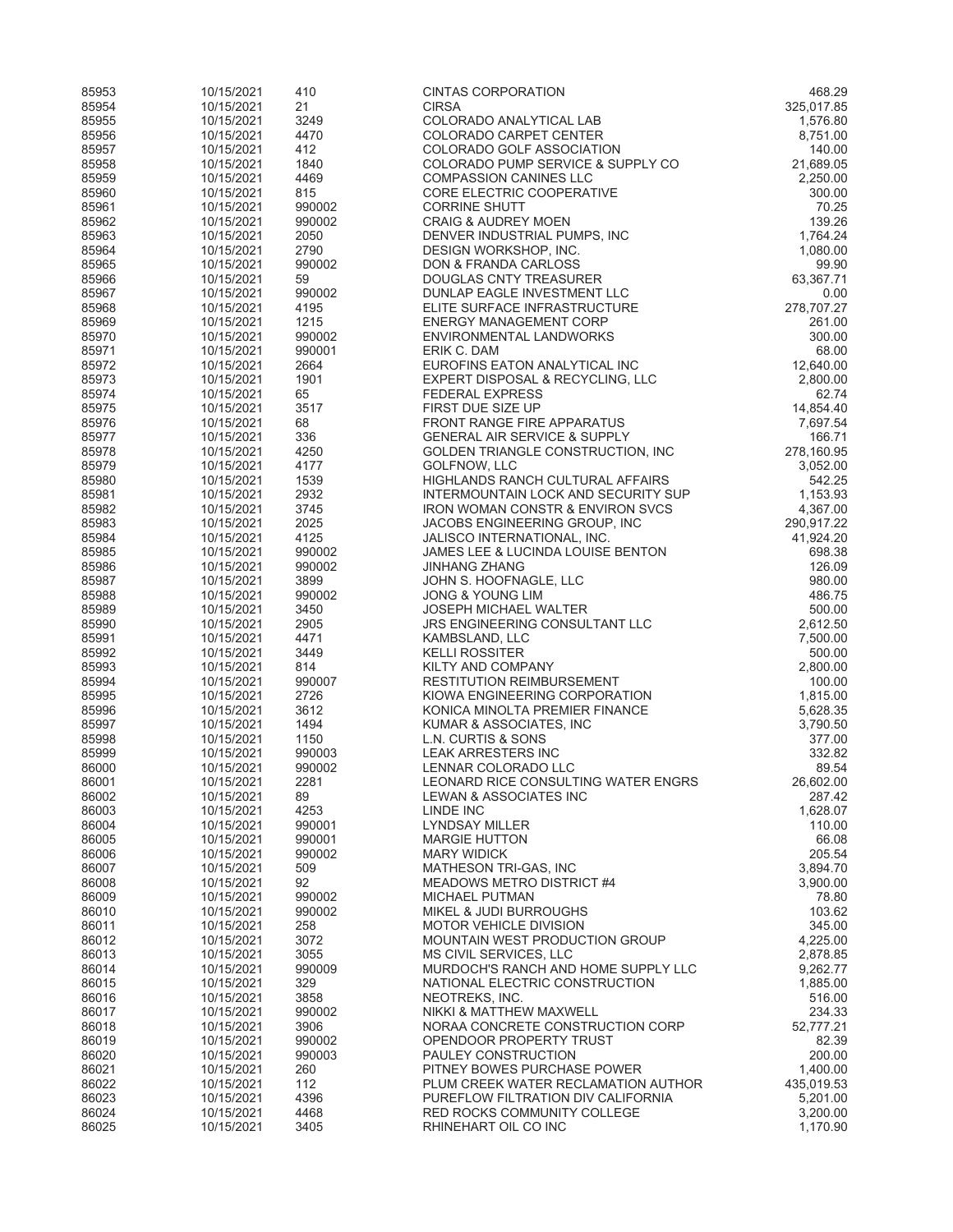| | | | | |
|---|---|---|---|---|
| 85953 | 10/15/2021 | 410 | CINTAS CORPORATION | 468.29 |
| 85954 | 10/15/2021 | 21 | CIRSA | 325,017.85 |
| 85955 | 10/15/2021 | 3249 | COLORADO ANALYTICAL LAB | 1,576.80 |
| 85956 | 10/15/2021 | 4470 | COLORADO CARPET CENTER | 8,751.00 |
| 85957 | 10/15/2021 | 412 | COLORADO GOLF ASSOCIATION | 140.00 |
| 85958 | 10/15/2021 | 1840 | COLORADO PUMP SERVICE & SUPPLY CO | 21,689.05 |
| 85959 | 10/15/2021 | 4469 | COMPASSION CANINES LLC | 2,250.00 |
| 85960 | 10/15/2021 | 815 | CORE ELECTRIC COOPERATIVE | 300.00 |
| 85961 | 10/15/2021 | 990002 | CORRINE SHUTT | 70.25 |
| 85962 | 10/15/2021 | 990002 | CRAIG & AUDREY MOEN | 139.26 |
| 85963 | 10/15/2021 | 2050 | DENVER INDUSTRIAL PUMPS, INC | 1,764.24 |
| 85964 | 10/15/2021 | 2790 | DESIGN WORKSHOP, INC. | 1,080.00 |
| 85965 | 10/15/2021 | 990002 | DON & FRANDA CARLOSS | 99.90 |
| 85966 | 10/15/2021 | 59 | DOUGLAS CNTY TREASURER | 63,367.71 |
| 85967 | 10/15/2021 | 990002 | DUNLAP EAGLE INVESTMENT LLC | 0.00 |
| 85968 | 10/15/2021 | 4195 | ELITE SURFACE INFRASTRUCTURE | 278,707.27 |
| 85969 | 10/15/2021 | 1215 | ENERGY MANAGEMENT CORP | 261.00 |
| 85970 | 10/15/2021 | 990002 | ENVIRONMENTAL LANDWORKS | 300.00 |
| 85971 | 10/15/2021 | 990001 | ERIK C. DAM | 68.00 |
| 85972 | 10/15/2021 | 2664 | EUROFINS EATON ANALYTICAL INC | 12,640.00 |
| 85973 | 10/15/2021 | 1901 | EXPERT DISPOSAL & RECYCLING, LLC | 2,800.00 |
| 85974 | 10/15/2021 | 65 | FEDERAL EXPRESS | 62.74 |
| 85975 | 10/15/2021 | 3517 | FIRST DUE SIZE UP | 14,854.40 |
| 85976 | 10/15/2021 | 68 | FRONT RANGE FIRE APPARATUS | 7,697.54 |
| 85977 | 10/15/2021 | 336 | GENERAL AIR SERVICE & SUPPLY | 166.71 |
| 85978 | 10/15/2021 | 4250 | GOLDEN TRIANGLE CONSTRUCTION, INC | 278,160.95 |
| 85979 | 10/15/2021 | 4177 | GOLFNOW, LLC | 3,052.00 |
| 85980 | 10/15/2021 | 1539 | HIGHLANDS RANCH CULTURAL AFFAIRS | 542.25 |
| 85981 | 10/15/2021 | 2932 | INTERMOUNTAIN LOCK AND SECURITY SUP | 1,153.93 |
| 85982 | 10/15/2021 | 3745 | IRON WOMAN CONSTR & ENVIRON SVCS | 4,367.00 |
| 85983 | 10/15/2021 | 2025 | JACOBS ENGINEERING GROUP, INC | 290,917.22 |
| 85984 | 10/15/2021 | 4125 | JALISCO INTERNATIONAL, INC. | 41,924.20 |
| 85985 | 10/15/2021 | 990002 | JAMES LEE & LUCINDA LOUISE BENTON | 698.38 |
| 85986 | 10/15/2021 | 990002 | JINHANG ZHANG | 126.09 |
| 85987 | 10/15/2021 | 3899 | JOHN S. HOOFNAGLE, LLC | 980.00 |
| 85988 | 10/15/2021 | 990002 | JONG & YOUNG LIM | 486.75 |
| 85989 | 10/15/2021 | 3450 | JOSEPH MICHAEL WALTER | 500.00 |
| 85990 | 10/15/2021 | 2905 | JRS ENGINEERING CONSULTANT LLC | 2,612.50 |
| 85991 | 10/15/2021 | 4471 | KAMBSLAND, LLC | 7,500.00 |
| 85992 | 10/15/2021 | 3449 | KELLI ROSSITER | 500.00 |
| 85993 | 10/15/2021 | 814 | KILTY AND COMPANY | 2,800.00 |
| 85994 | 10/15/2021 | 990007 | RESTITUTION REIMBURSEMENT | 100.00 |
| 85995 | 10/15/2021 | 2726 | KIOWA ENGINEERING CORPORATION | 1,815.00 |
| 85996 | 10/15/2021 | 3612 | KONICA MINOLTA PREMIER FINANCE | 5,628.35 |
| 85997 | 10/15/2021 | 1494 | KUMAR & ASSOCIATES, INC | 3,790.50 |
| 85998 | 10/15/2021 | 1150 | L.N. CURTIS & SONS | 377.00 |
| 85999 | 10/15/2021 | 990003 | LEAK ARRESTERS INC | 332.82 |
| 86000 | 10/15/2021 | 990002 | LENNAR COLORADO LLC | 89.54 |
| 86001 | 10/15/2021 | 2281 | LEONARD RICE CONSULTING WATER ENGRS | 26,602.00 |
| 86002 | 10/15/2021 | 89 | LEWAN & ASSOCIATES INC | 287.42 |
| 86003 | 10/15/2021 | 4253 | LINDE INC | 1,628.07 |
| 86004 | 10/15/2021 | 990001 | LYNDSAY MILLER | 110.00 |
| 86005 | 10/15/2021 | 990001 | MARGIE HUTTON | 66.08 |
| 86006 | 10/15/2021 | 990002 | MARY WIDICK | 205.54 |
| 86007 | 10/15/2021 | 509 | MATHESON TRI-GAS, INC | 3,894.70 |
| 86008 | 10/15/2021 | 92 | MEADOWS METRO DISTRICT #4 | 3,900.00 |
| 86009 | 10/15/2021 | 990002 | MICHAEL PUTMAN | 78.80 |
| 86010 | 10/15/2021 | 990002 | MIKEL & JUDI BURROUGHS | 103.62 |
| 86011 | 10/15/2021 | 258 | MOTOR VEHICLE DIVISION | 345.00 |
| 86012 | 10/15/2021 | 3072 | MOUNTAIN WEST PRODUCTION GROUP | 4,225.00 |
| 86013 | 10/15/2021 | 3055 | MS CIVIL SERVICES, LLC | 2,878.85 |
| 86014 | 10/15/2021 | 990009 | MURDOCH'S RANCH AND HOME SUPPLY LLC | 9,262.77 |
| 86015 | 10/15/2021 | 329 | NATIONAL ELECTRIC CONSTRUCTION | 1,885.00 |
| 86016 | 10/15/2021 | 3858 | NEOTREKS, INC. | 516.00 |
| 86017 | 10/15/2021 | 990002 | NIKKI & MATTHEW MAXWELL | 234.33 |
| 86018 | 10/15/2021 | 3906 | NORAA CONCRETE CONSTRUCTION CORP | 52,777.21 |
| 86019 | 10/15/2021 | 990002 | OPENDOOR PROPERTY TRUST | 82.39 |
| 86020 | 10/15/2021 | 990003 | PAULEY CONSTRUCTION | 200.00 |
| 86021 | 10/15/2021 | 260 | PITNEY BOWES PURCHASE POWER | 1,400.00 |
| 86022 | 10/15/2021 | 112 | PLUM CREEK WATER RECLAMATION AUTHOR | 435,019.53 |
| 86023 | 10/15/2021 | 4396 | PUREFLOW FILTRATION DIV CALIFORNIA | 5,201.00 |
| 86024 | 10/15/2021 | 4468 | RED ROCKS COMMUNITY COLLEGE | 3,200.00 |
| 86025 | 10/15/2021 | 3405 | RHINEHART OIL CO INC | 1,170.90 |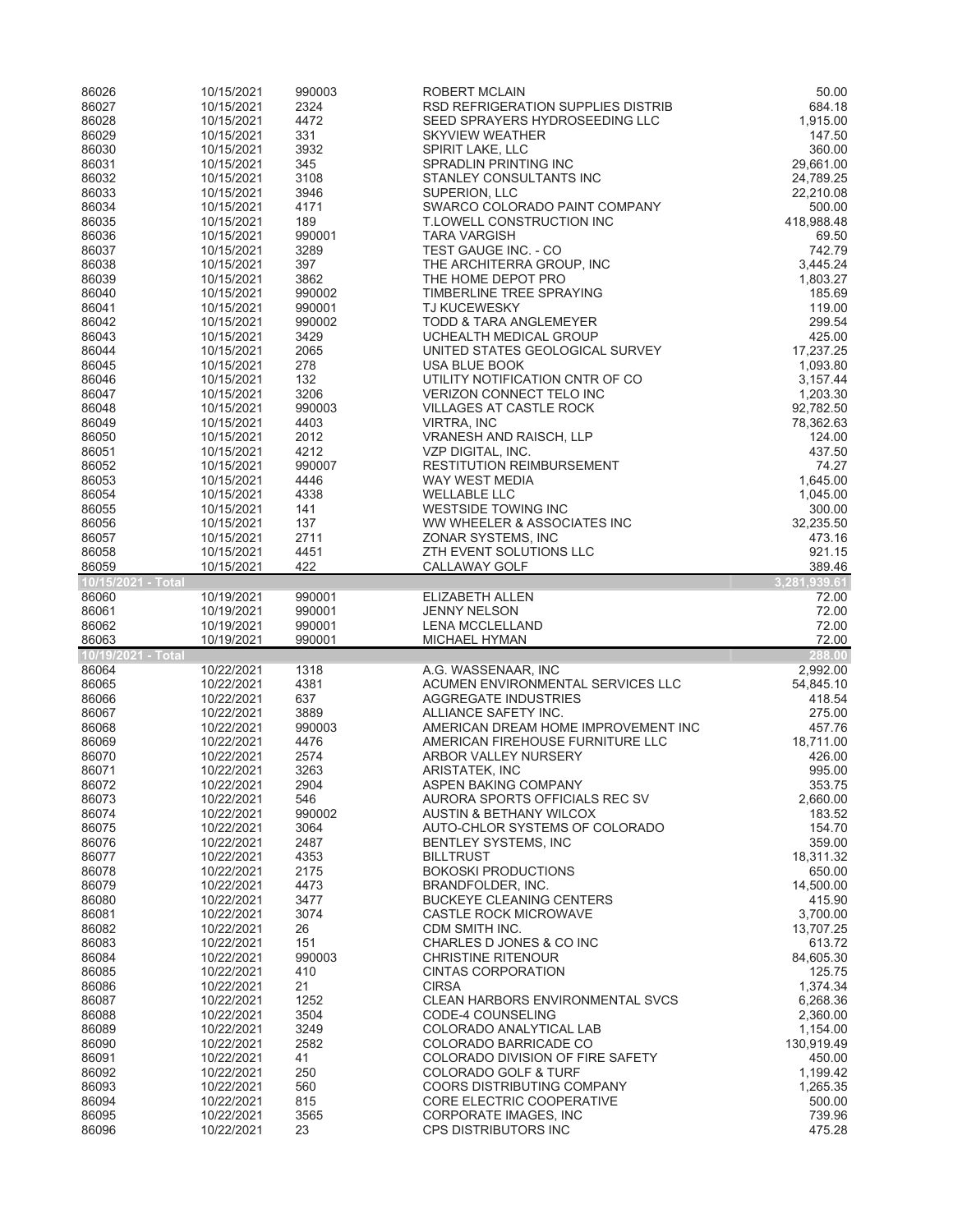| | | | | |
|---|---|---|---|---|
| 86026 | 10/15/2021 | 990003 | ROBERT MCLAIN | 50.00 |
| 86027 | 10/15/2021 | 2324 | RSD REFRIGERATION SUPPLIES DISTRIB | 684.18 |
| 86028 | 10/15/2021 | 4472 | SEED SPRAYERS HYDROSEEDING LLC | 1,915.00 |
| 86029 | 10/15/2021 | 331 | SKYVIEW WEATHER | 147.50 |
| 86030 | 10/15/2021 | 3932 | SPIRIT LAKE, LLC | 360.00 |
| 86031 | 10/15/2021 | 345 | SPRADLIN PRINTING INC | 29,661.00 |
| 86032 | 10/15/2021 | 3108 | STANLEY CONSULTANTS INC | 24,789.25 |
| 86033 | 10/15/2021 | 3946 | SUPERION, LLC | 22,210.08 |
| 86034 | 10/15/2021 | 4171 | SWARCO COLORADO PAINT COMPANY | 500.00 |
| 86035 | 10/15/2021 | 189 | T.LOWELL CONSTRUCTION INC | 418,988.48 |
| 86036 | 10/15/2021 | 990001 | TARA VARGISH | 69.50 |
| 86037 | 10/15/2021 | 3289 | TEST GAUGE INC. - CO | 742.79 |
| 86038 | 10/15/2021 | 397 | THE ARCHITERRA GROUP, INC | 3,445.24 |
| 86039 | 10/15/2021 | 3862 | THE HOME DEPOT PRO | 1,803.27 |
| 86040 | 10/15/2021 | 990002 | TIMBERLINE TREE SPRAYING | 185.69 |
| 86041 | 10/15/2021 | 990001 | TJ KUCEWESKY | 119.00 |
| 86042 | 10/15/2021 | 990002 | TODD & TARA ANGLEMEYER | 299.54 |
| 86043 | 10/15/2021 | 3429 | UCHEALTH MEDICAL GROUP | 425.00 |
| 86044 | 10/15/2021 | 2065 | UNITED STATES GEOLOGICAL SURVEY | 17,237.25 |
| 86045 | 10/15/2021 | 278 | USA BLUE BOOK | 1,093.80 |
| 86046 | 10/15/2021 | 132 | UTILITY NOTIFICATION CNTR OF CO | 3,157.44 |
| 86047 | 10/15/2021 | 3206 | VERIZON CONNECT TELO INC | 1,203.30 |
| 86048 | 10/15/2021 | 990003 | VILLAGES AT CASTLE ROCK | 92,782.50 |
| 86049 | 10/15/2021 | 4403 | VIRTRA, INC | 78,362.63 |
| 86050 | 10/15/2021 | 2012 | VRANESH AND RAISCH, LLP | 124.00 |
| 86051 | 10/15/2021 | 4212 | VZP DIGITAL, INC. | 437.50 |
| 86052 | 10/15/2021 | 990007 | RESTITUTION REIMBURSEMENT | 74.27 |
| 86053 | 10/15/2021 | 4446 | WAY WEST MEDIA | 1,645.00 |
| 86054 | 10/15/2021 | 4338 | WELLABLE LLC | 1,045.00 |
| 86055 | 10/15/2021 | 141 | WESTSIDE TOWING INC | 300.00 |
| 86056 | 10/15/2021 | 137 | WW WHEELER & ASSOCIATES INC | 32,235.50 |
| 86057 | 10/15/2021 | 2711 | ZONAR SYSTEMS, INC | 473.16 |
| 86058 | 10/15/2021 | 4451 | ZTH EVENT SOLUTIONS LLC | 921.15 |
| 86059 | 10/15/2021 | 422 | CALLAWAY GOLF | 389.46 |
| **10/15/2021 - Total** | | | | **3,281,939.61** |
| 86060 | 10/19/2021 | 990001 | ELIZABETH ALLEN | 72.00 |
| 86061 | 10/19/2021 | 990001 | JENNY NELSON | 72.00 |
| 86062 | 10/19/2021 | 990001 | LENA MCCLELLAND | 72.00 |
| 86063 | 10/19/2021 | 990001 | MICHAEL HYMAN | 72.00 |
| **10/19/2021 - Total** | | | | **288.00** |
| 86064 | 10/22/2021 | 1318 | A.G. WASSENAAR, INC | 2,992.00 |
| 86065 | 10/22/2021 | 4381 | ACUMEN ENVIRONMENTAL SERVICES LLC | 54,845.10 |
| 86066 | 10/22/2021 | 637 | AGGREGATE INDUSTRIES | 418.54 |
| 86067 | 10/22/2021 | 3889 | ALLIANCE SAFETY INC. | 275.00 |
| 86068 | 10/22/2021 | 990003 | AMERICAN DREAM HOME IMPROVEMENT INC | 457.76 |
| 86069 | 10/22/2021 | 4476 | AMERICAN FIREHOUSE FURNITURE LLC | 18,711.00 |
| 86070 | 10/22/2021 | 2574 | ARBOR VALLEY NURSERY | 426.00 |
| 86071 | 10/22/2021 | 3263 | ARISTATEK, INC | 995.00 |
| 86072 | 10/22/2021 | 2904 | ASPEN BAKING COMPANY | 353.75 |
| 86073 | 10/22/2021 | 546 | AURORA SPORTS OFFICIALS REC SV | 2,660.00 |
| 86074 | 10/22/2021 | 990002 | AUSTIN & BETHANY WILCOX | 183.52 |
| 86075 | 10/22/2021 | 3064 | AUTO-CHLOR SYSTEMS OF COLORADO | 154.70 |
| 86076 | 10/22/2021 | 2487 | BENTLEY SYSTEMS, INC | 359.00 |
| 86077 | 10/22/2021 | 4353 | BILLTRUST | 18,311.32 |
| 86078 | 10/22/2021 | 2175 | BOKOSKI PRODUCTIONS | 650.00 |
| 86079 | 10/22/2021 | 4473 | BRANDFOLDER, INC. | 14,500.00 |
| 86080 | 10/22/2021 | 3477 | BUCKEYE CLEANING CENTERS | 415.90 |
| 86081 | 10/22/2021 | 3074 | CASTLE ROCK MICROWAVE | 3,700.00 |
| 86082 | 10/22/2021 | 26 | CDM SMITH INC. | 13,707.25 |
| 86083 | 10/22/2021 | 151 | CHARLES D JONES & CO INC | 613.72 |
| 86084 | 10/22/2021 | 990003 | CHRISTINE RITENOUR | 84,605.30 |
| 86085 | 10/22/2021 | 410 | CINTAS CORPORATION | 125.75 |
| 86086 | 10/22/2021 | 21 | CIRSA | 1,374.34 |
| 86087 | 10/22/2021 | 1252 | CLEAN HARBORS ENVIRONMENTAL SVCS | 6,268.36 |
| 86088 | 10/22/2021 | 3504 | CODE-4 COUNSELING | 2,360.00 |
| 86089 | 10/22/2021 | 3249 | COLORADO ANALYTICAL LAB | 1,154.00 |
| 86090 | 10/22/2021 | 2582 | COLORADO BARRICADE CO | 130,919.49 |
| 86091 | 10/22/2021 | 41 | COLORADO DIVISION OF FIRE SAFETY | 450.00 |
| 86092 | 10/22/2021 | 250 | COLORADO GOLF & TURF | 1,199.42 |
| 86093 | 10/22/2021 | 560 | COORS DISTRIBUTING COMPANY | 1,265.35 |
| 86094 | 10/22/2021 | 815 | CORE ELECTRIC COOPERATIVE | 500.00 |
| 86095 | 10/22/2021 | 3565 | CORPORATE IMAGES, INC | 739.96 |
| 86096 | 10/22/2021 | 23 | CPS DISTRIBUTORS INC | 475.28 |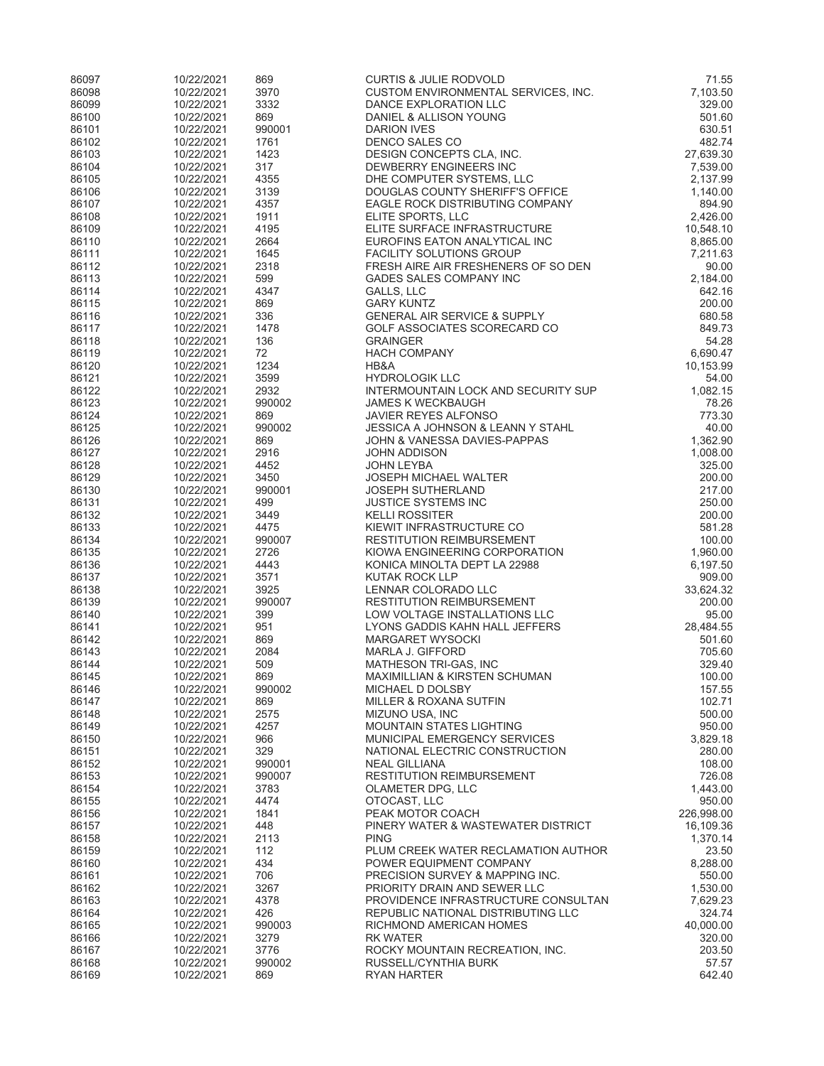| | | | | |
|---|---|---|---|---|
| 86097 | 10/22/2021 | 869 | CURTIS & JULIE RODVOLD | 71.55 |
| 86098 | 10/22/2021 | 3970 | CUSTOM ENVIRONMENTAL SERVICES, INC. | 7,103.50 |
| 86099 | 10/22/2021 | 3332 | DANCE EXPLORATION LLC | 329.00 |
| 86100 | 10/22/2021 | 869 | DANIEL & ALLISON YOUNG | 501.60 |
| 86101 | 10/22/2021 | 990001 | DARION IVES | 630.51 |
| 86102 | 10/22/2021 | 1761 | DENCO SALES CO | 482.74 |
| 86103 | 10/22/2021 | 1423 | DESIGN CONCEPTS CLA, INC. | 27,639.30 |
| 86104 | 10/22/2021 | 317 | DEWBERRY ENGINEERS INC | 7,539.00 |
| 86105 | 10/22/2021 | 4355 | DHE COMPUTER SYSTEMS, LLC | 2,137.99 |
| 86106 | 10/22/2021 | 3139 | DOUGLAS COUNTY SHERIFF'S OFFICE | 1,140.00 |
| 86107 | 10/22/2021 | 4357 | EAGLE ROCK DISTRIBUTING COMPANY | 894.90 |
| 86108 | 10/22/2021 | 1911 | ELITE SPORTS, LLC | 2,426.00 |
| 86109 | 10/22/2021 | 4195 | ELITE SURFACE INFRASTRUCTURE | 10,548.10 |
| 86110 | 10/22/2021 | 2664 | EUROFINS EATON ANALYTICAL INC | 8,865.00 |
| 86111 | 10/22/2021 | 1645 | FACILITY SOLUTIONS GROUP | 7,211.63 |
| 86112 | 10/22/2021 | 2318 | FRESH AIRE AIR FRESHENERS OF SO DEN | 90.00 |
| 86113 | 10/22/2021 | 599 | GADES SALES COMPANY INC | 2,184.00 |
| 86114 | 10/22/2021 | 4347 | GALLS, LLC | 642.16 |
| 86115 | 10/22/2021 | 869 | GARY KUNTZ | 200.00 |
| 86116 | 10/22/2021 | 336 | GENERAL AIR SERVICE & SUPPLY | 680.58 |
| 86117 | 10/22/2021 | 1478 | GOLF ASSOCIATES SCORECARD CO | 849.73 |
| 86118 | 10/22/2021 | 136 | GRAINGER | 54.28 |
| 86119 | 10/22/2021 | 72 | HACH COMPANY | 6,690.47 |
| 86120 | 10/22/2021 | 1234 | HB&A | 10,153.99 |
| 86121 | 10/22/2021 | 3599 | HYDROLOGIK LLC | 54.00 |
| 86122 | 10/22/2021 | 2932 | INTERMOUNTAIN LOCK AND SECURITY SUP | 1,082.15 |
| 86123 | 10/22/2021 | 990002 | JAMES K WECKBAUGH | 78.26 |
| 86124 | 10/22/2021 | 869 | JAVIER REYES ALFONSO | 773.30 |
| 86125 | 10/22/2021 | 990002 | JESSICA A JOHNSON & LEANN Y STAHL | 40.00 |
| 86126 | 10/22/2021 | 869 | JOHN & VANESSA DAVIES-PAPPAS | 1,362.90 |
| 86127 | 10/22/2021 | 2916 | JOHN ADDISON | 1,008.00 |
| 86128 | 10/22/2021 | 4452 | JOHN LEYBA | 325.00 |
| 86129 | 10/22/2021 | 3450 | JOSEPH MICHAEL WALTER | 200.00 |
| 86130 | 10/22/2021 | 990001 | JOSEPH SUTHERLAND | 217.00 |
| 86131 | 10/22/2021 | 499 | JUSTICE SYSTEMS INC | 250.00 |
| 86132 | 10/22/2021 | 3449 | KELLI ROSSITER | 200.00 |
| 86133 | 10/22/2021 | 4475 | KIEWIT INFRASTRUCTURE CO | 581.28 |
| 86134 | 10/22/2021 | 990007 | RESTITUTION REIMBURSEMENT | 100.00 |
| 86135 | 10/22/2021 | 2726 | KIOWA ENGINEERING CORPORATION | 1,960.00 |
| 86136 | 10/22/2021 | 4443 | KONICA MINOLTA DEPT LA 22988 | 6,197.50 |
| 86137 | 10/22/2021 | 3571 | KUTAK ROCK LLP | 909.00 |
| 86138 | 10/22/2021 | 3925 | LENNAR COLORADO LLC | 33,624.32 |
| 86139 | 10/22/2021 | 990007 | RESTITUTION REIMBURSEMENT | 200.00 |
| 86140 | 10/22/2021 | 399 | LOW VOLTAGE INSTALLATIONS LLC | 95.00 |
| 86141 | 10/22/2021 | 951 | LYONS GADDIS KAHN HALL JEFFERS | 28,484.55 |
| 86142 | 10/22/2021 | 869 | MARGARET WYSOCKI | 501.60 |
| 86143 | 10/22/2021 | 2084 | MARLA J. GIFFORD | 705.60 |
| 86144 | 10/22/2021 | 509 | MATHESON TRI-GAS, INC | 329.40 |
| 86145 | 10/22/2021 | 869 | MAXIMILLIAN & KIRSTEN SCHUMAN | 100.00 |
| 86146 | 10/22/2021 | 990002 | MICHAEL D DOLSBY | 157.55 |
| 86147 | 10/22/2021 | 869 | MILLER & ROXANA SUTFIN | 102.71 |
| 86148 | 10/22/2021 | 2575 | MIZUNO USA, INC | 500.00 |
| 86149 | 10/22/2021 | 4257 | MOUNTAIN STATES LIGHTING | 950.00 |
| 86150 | 10/22/2021 | 966 | MUNICIPAL EMERGENCY SERVICES | 3,829.18 |
| 86151 | 10/22/2021 | 329 | NATIONAL ELECTRIC CONSTRUCTION | 280.00 |
| 86152 | 10/22/2021 | 990001 | NEAL GILLIANA | 108.00 |
| 86153 | 10/22/2021 | 990007 | RESTITUTION REIMBURSEMENT | 726.08 |
| 86154 | 10/22/2021 | 3783 | OLAMETER DPG, LLC | 1,443.00 |
| 86155 | 10/22/2021 | 4474 | OTOCAST, LLC | 950.00 |
| 86156 | 10/22/2021 | 1841 | PEAK MOTOR COACH | 226,998.00 |
| 86157 | 10/22/2021 | 448 | PINERY WATER & WASTEWATER DISTRICT | 16,109.36 |
| 86158 | 10/22/2021 | 2113 | PING | 1,370.14 |
| 86159 | 10/22/2021 | 112 | PLUM CREEK WATER RECLAMATION AUTHOR | 23.50 |
| 86160 | 10/22/2021 | 434 | POWER EQUIPMENT COMPANY | 8,288.00 |
| 86161 | 10/22/2021 | 706 | PRECISION SURVEY & MAPPING INC. | 550.00 |
| 86162 | 10/22/2021 | 3267 | PRIORITY DRAIN AND SEWER LLC | 1,530.00 |
| 86163 | 10/22/2021 | 4378 | PROVIDENCE INFRASTRUCTURE CONSULTAN | 7,629.23 |
| 86164 | 10/22/2021 | 426 | REPUBLIC NATIONAL DISTRIBUTING LLC | 324.74 |
| 86165 | 10/22/2021 | 990003 | RICHMOND AMERICAN HOMES | 40,000.00 |
| 86166 | 10/22/2021 | 3279 | RK WATER | 320.00 |
| 86167 | 10/22/2021 | 3776 | ROCKY MOUNTAIN RECREATION, INC. | 203.50 |
| 86168 | 10/22/2021 | 990002 | RUSSELL/CYNTHIA BURK | 57.57 |
| 86169 | 10/22/2021 | 869 | RYAN HARTER | 642.40 |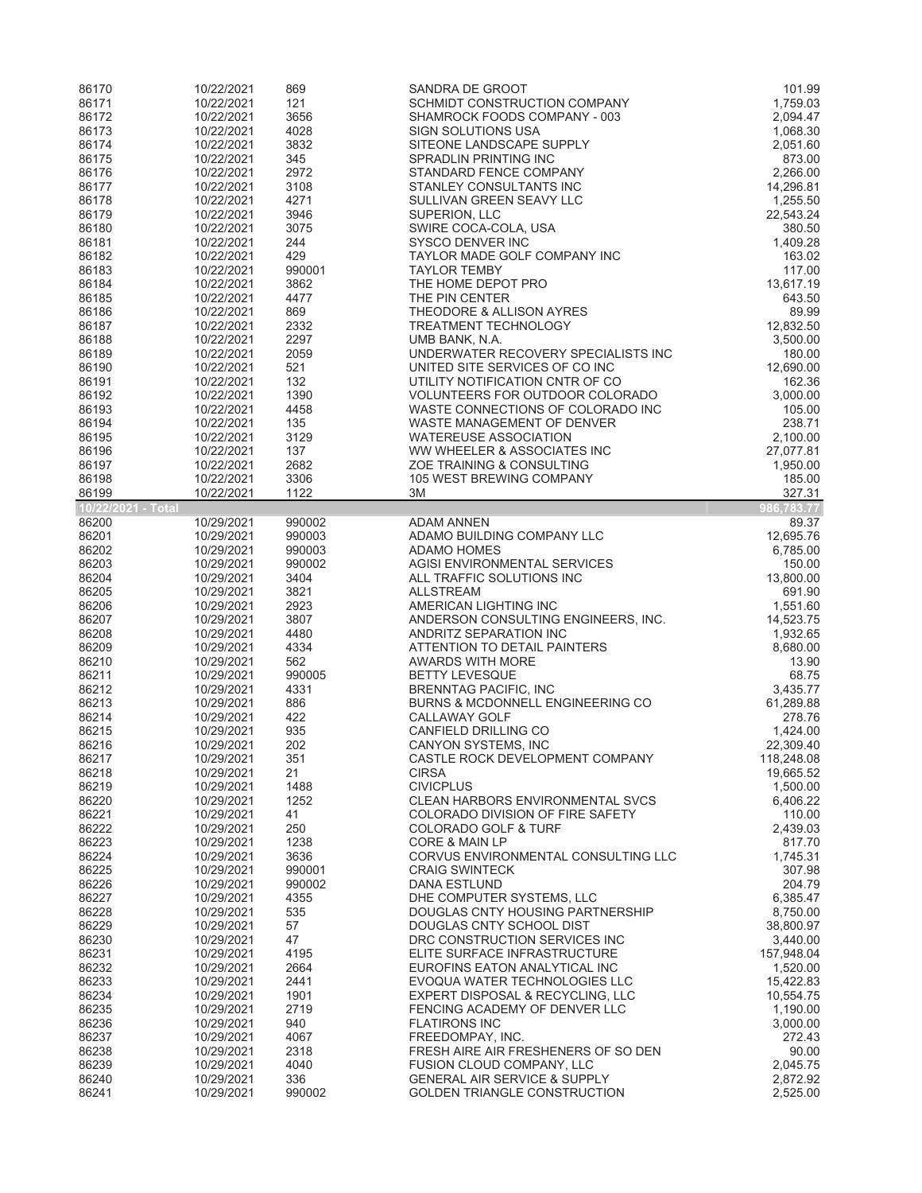| | | | | |
|---|---|---|---|---|
| 86170 | 10/22/2021 | 869 | SANDRA DE GROOT | 101.99 |
| 86171 | 10/22/2021 | 121 | SCHMIDT CONSTRUCTION COMPANY | 1,759.03 |
| 86172 | 10/22/2021 | 3656 | SHAMROCK FOODS COMPANY - 003 | 2,094.47 |
| 86173 | 10/22/2021 | 4028 | SIGN SOLUTIONS USA | 1,068.30 |
| 86174 | 10/22/2021 | 3832 | SITEONE LANDSCAPE SUPPLY | 2,051.60 |
| 86175 | 10/22/2021 | 345 | SPRADLIN PRINTING INC | 873.00 |
| 86176 | 10/22/2021 | 2972 | STANDARD FENCE COMPANY | 2,266.00 |
| 86177 | 10/22/2021 | 3108 | STANLEY CONSULTANTS INC | 14,296.81 |
| 86178 | 10/22/2021 | 4271 | SULLIVAN GREEN SEAVY LLC | 1,255.50 |
| 86179 | 10/22/2021 | 3946 | SUPERION, LLC | 22,543.24 |
| 86180 | 10/22/2021 | 3075 | SWIRE COCA-COLA, USA | 380.50 |
| 86181 | 10/22/2021 | 244 | SYSCO DENVER INC | 1,409.28 |
| 86182 | 10/22/2021 | 429 | TAYLOR MADE GOLF COMPANY INC | 163.02 |
| 86183 | 10/22/2021 | 990001 | TAYLOR TEMBY | 117.00 |
| 86184 | 10/22/2021 | 3862 | THE HOME DEPOT PRO | 13,617.19 |
| 86185 | 10/22/2021 | 4477 | THE PIN CENTER | 643.50 |
| 86186 | 10/22/2021 | 869 | THEODORE & ALLISON AYRES | 89.99 |
| 86187 | 10/22/2021 | 2332 | TREATMENT TECHNOLOGY | 12,832.50 |
| 86188 | 10/22/2021 | 2297 | UMB BANK, N.A. | 3,500.00 |
| 86189 | 10/22/2021 | 2059 | UNDERWATER RECOVERY SPECIALISTS INC | 180.00 |
| 86190 | 10/22/2021 | 521 | UNITED SITE SERVICES OF CO INC | 12,690.00 |
| 86191 | 10/22/2021 | 132 | UTILITY NOTIFICATION CNTR OF CO | 162.36 |
| 86192 | 10/22/2021 | 1390 | VOLUNTEERS FOR OUTDOOR COLORADO | 3,000.00 |
| 86193 | 10/22/2021 | 4458 | WASTE CONNECTIONS OF COLORADO INC | 105.00 |
| 86194 | 10/22/2021 | 135 | WASTE MANAGEMENT OF DENVER | 238.71 |
| 86195 | 10/22/2021 | 3129 | WATEREUSE ASSOCIATION | 2,100.00 |
| 86196 | 10/22/2021 | 137 | WW WHEELER & ASSOCIATES INC | 27,077.81 |
| 86197 | 10/22/2021 | 2682 | ZOE TRAINING & CONSULTING | 1,950.00 |
| 86198 | 10/22/2021 | 3306 | 105 WEST BREWING COMPANY | 185.00 |
| 86199 | 10/22/2021 | 1122 | 3M | 327.31 |
| **10/22/2021 - Total** | | | | **986,783.77** |
| 86200 | 10/29/2021 | 990002 | ADAM ANNEN | 89.37 |
| 86201 | 10/29/2021 | 990003 | ADAMO BUILDING COMPANY LLC | 12,695.76 |
| 86202 | 10/29/2021 | 990003 | ADAMO HOMES | 6,785.00 |
| 86203 | 10/29/2021 | 990002 | AGISI ENVIRONMENTAL SERVICES | 150.00 |
| 86204 | 10/29/2021 | 3404 | ALL TRAFFIC SOLUTIONS INC | 13,800.00 |
| 86205 | 10/29/2021 | 3821 | ALLSTREAM | 691.90 |
| 86206 | 10/29/2021 | 2923 | AMERICAN LIGHTING INC | 1,551.60 |
| 86207 | 10/29/2021 | 3807 | ANDERSON CONSULTING ENGINEERS, INC. | 14,523.75 |
| 86208 | 10/29/2021 | 4480 | ANDRITZ SEPARATION INC | 1,932.65 |
| 86209 | 10/29/2021 | 4334 | ATTENTION TO DETAIL PAINTERS | 8,680.00 |
| 86210 | 10/29/2021 | 562 | AWARDS WITH MORE | 13.90 |
| 86211 | 10/29/2021 | 990005 | BETTY LEVESQUE | 68.75 |
| 86212 | 10/29/2021 | 4331 | BRENNTAG PACIFIC, INC | 3,435.77 |
| 86213 | 10/29/2021 | 886 | BURNS & MCDONNELL ENGINEERING CO | 61,289.88 |
| 86214 | 10/29/2021 | 422 | CALLAWAY GOLF | 278.76 |
| 86215 | 10/29/2021 | 935 | CANFIELD DRILLING CO | 1,424.00 |
| 86216 | 10/29/2021 | 202 | CANYON SYSTEMS, INC | 22,309.40 |
| 86217 | 10/29/2021 | 351 | CASTLE ROCK DEVELOPMENT COMPANY | 118,248.08 |
| 86218 | 10/29/2021 | 21 | CIRSA | 19,665.52 |
| 86219 | 10/29/2021 | 1488 | CIVICPLUS | 1,500.00 |
| 86220 | 10/29/2021 | 1252 | CLEAN HARBORS ENVIRONMENTAL SVCS | 6,406.22 |
| 86221 | 10/29/2021 | 41 | COLORADO DIVISION OF FIRE SAFETY | 110.00 |
| 86222 | 10/29/2021 | 250 | COLORADO GOLF & TURF | 2,439.03 |
| 86223 | 10/29/2021 | 1238 | CORE & MAIN LP | 817.70 |
| 86224 | 10/29/2021 | 3636 | CORVUS ENVIRONMENTAL CONSULTING LLC | 1,745.31 |
| 86225 | 10/29/2021 | 990001 | CRAIG SWINTECK | 307.98 |
| 86226 | 10/29/2021 | 990002 | DANA ESTLUND | 204.79 |
| 86227 | 10/29/2021 | 4355 | DHE COMPUTER SYSTEMS, LLC | 6,385.47 |
| 86228 | 10/29/2021 | 535 | DOUGLAS CNTY HOUSING PARTNERSHIP | 8,750.00 |
| 86229 | 10/29/2021 | 57 | DOUGLAS CNTY SCHOOL DIST | 38,800.97 |
| 86230 | 10/29/2021 | 47 | DRC CONSTRUCTION SERVICES INC | 3,440.00 |
| 86231 | 10/29/2021 | 4195 | ELITE SURFACE INFRASTRUCTURE | 157,948.04 |
| 86232 | 10/29/2021 | 2664 | EUROFINS EATON ANALYTICAL INC | 1,520.00 |
| 86233 | 10/29/2021 | 2441 | EVOQUA WATER TECHNOLOGIES LLC | 15,422.83 |
| 86234 | 10/29/2021 | 1901 | EXPERT DISPOSAL & RECYCLING, LLC | 10,554.75 |
| 86235 | 10/29/2021 | 2719 | FENCING ACADEMY OF DENVER LLC | 1,190.00 |
| 86236 | 10/29/2021 | 940 | FLATIRONS INC | 3,000.00 |
| 86237 | 10/29/2021 | 4067 | FREEDOMPAY, INC. | 272.43 |
| 86238 | 10/29/2021 | 2318 | FRESH AIRE AIR FRESHENERS OF SO DEN | 90.00 |
| 86239 | 10/29/2021 | 4040 | FUSION CLOUD COMPANY, LLC | 2,045.75 |
| 86240 | 10/29/2021 | 336 | GENERAL AIR SERVICE & SUPPLY | 2,872.92 |
| 86241 | 10/29/2021 | 990002 | GOLDEN TRIANGLE CONSTRUCTION | 2,525.00 |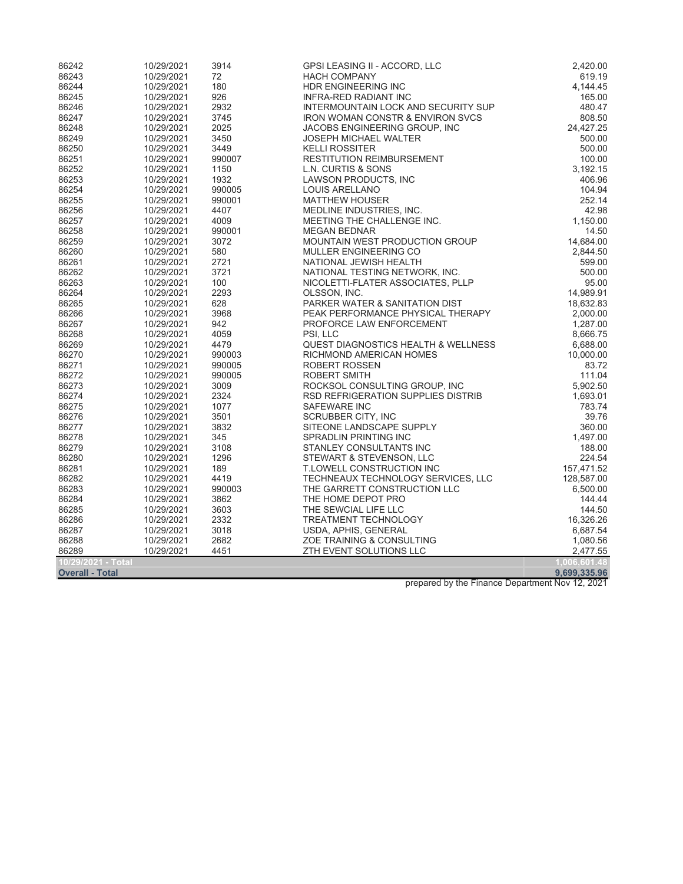| | | | | |
|---|---|---|---|---|
| 86242 | 10/29/2021 | 3914 | GPSI LEASING II - ACCORD, LLC | 2,420.00 |
| 86243 | 10/29/2021 | 72 | HACH COMPANY | 619.19 |
| 86244 | 10/29/2021 | 180 | HDR ENGINEERING INC | 4,144.45 |
| 86245 | 10/29/2021 | 926 | INFRA-RED RADIANT INC | 165.00 |
| 86246 | 10/29/2021 | 2932 | INTERMOUNTAIN LOCK AND SECURITY SUP | 480.47 |
| 86247 | 10/29/2021 | 3745 | IRON WOMAN CONSTR & ENVIRON SVCS | 808.50 |
| 86248 | 10/29/2021 | 2025 | JACOBS ENGINEERING GROUP, INC | 24,427.25 |
| 86249 | 10/29/2021 | 3450 | JOSEPH MICHAEL WALTER | 500.00 |
| 86250 | 10/29/2021 | 3449 | KELLI ROSSITER | 500.00 |
| 86251 | 10/29/2021 | 990007 | RESTITUTION REIMBURSEMENT | 100.00 |
| 86252 | 10/29/2021 | 1150 | L.N. CURTIS & SONS | 3,192.15 |
| 86253 | 10/29/2021 | 1932 | LAWSON PRODUCTS, INC | 406.96 |
| 86254 | 10/29/2021 | 990005 | LOUIS ARELLANO | 104.94 |
| 86255 | 10/29/2021 | 990001 | MATTHEW HOUSER | 252.14 |
| 86256 | 10/29/2021 | 4407 | MEDLINE INDUSTRIES, INC. | 42.98 |
| 86257 | 10/29/2021 | 4009 | MEETING THE CHALLENGE INC. | 1,150.00 |
| 86258 | 10/29/2021 | 990001 | MEGAN BEDNAR | 14.50 |
| 86259 | 10/29/2021 | 3072 | MOUNTAIN WEST PRODUCTION GROUP | 14,684.00 |
| 86260 | 10/29/2021 | 580 | MULLER ENGINEERING CO | 2,844.50 |
| 86261 | 10/29/2021 | 2721 | NATIONAL JEWISH HEALTH | 599.00 |
| 86262 | 10/29/2021 | 3721 | NATIONAL TESTING NETWORK, INC. | 500.00 |
| 86263 | 10/29/2021 | 100 | NICOLETTI-FLATER ASSOCIATES, PLLP | 95.00 |
| 86264 | 10/29/2021 | 2293 | OLSSON, INC. | 14,989.91 |
| 86265 | 10/29/2021 | 628 | PARKER WATER & SANITATION DIST | 18,632.83 |
| 86266 | 10/29/2021 | 3968 | PEAK PERFORMANCE PHYSICAL THERAPY | 2,000.00 |
| 86267 | 10/29/2021 | 942 | PROFORCE LAW ENFORCEMENT | 1,287.00 |
| 86268 | 10/29/2021 | 4059 | PSI, LLC | 8,666.75 |
| 86269 | 10/29/2021 | 4479 | QUEST DIAGNOSTICS HEALTH & WELLNESS | 6,688.00 |
| 86270 | 10/29/2021 | 990003 | RICHMOND AMERICAN HOMES | 10,000.00 |
| 86271 | 10/29/2021 | 990005 | ROBERT ROSSEN | 83.72 |
| 86272 | 10/29/2021 | 990005 | ROBERT SMITH | 111.04 |
| 86273 | 10/29/2021 | 3009 | ROCKSOL CONSULTING GROUP, INC | 5,902.50 |
| 86274 | 10/29/2021 | 2324 | RSD REFRIGERATION SUPPLIES DISTRIB | 1,693.01 |
| 86275 | 10/29/2021 | 1077 | SAFEWARE INC | 783.74 |
| 86276 | 10/29/2021 | 3501 | SCRUBBER CITY, INC | 39.76 |
| 86277 | 10/29/2021 | 3832 | SITEONE LANDSCAPE SUPPLY | 360.00 |
| 86278 | 10/29/2021 | 345 | SPRADLIN PRINTING INC | 1,497.00 |
| 86279 | 10/29/2021 | 3108 | STANLEY CONSULTANTS INC | 188.00 |
| 86280 | 10/29/2021 | 1296 | STEWART & STEVENSON, LLC | 224.54 |
| 86281 | 10/29/2021 | 189 | T.LOWELL CONSTRUCTION INC | 157,471.52 |
| 86282 | 10/29/2021 | 4419 | TECHNEAUX TECHNOLOGY SERVICES, LLC | 128,587.00 |
| 86283 | 10/29/2021 | 990003 | THE GARRETT CONSTRUCTION LLC | 6,500.00 |
| 86284 | 10/29/2021 | 3862 | THE HOME DEPOT PRO | 144.44 |
| 86285 | 10/29/2021 | 3603 | THE SEWCIAL LIFE LLC | 144.50 |
| 86286 | 10/29/2021 | 2332 | TREATMENT TECHNOLOGY | 16,326.26 |
| 86287 | 10/29/2021 | 3018 | USDA, APHIS, GENERAL | 6,687.54 |
| 86288 | 10/29/2021 | 2682 | ZOE TRAINING & CONSULTING | 1,080.56 |
| 86289 | 10/29/2021 | 4451 | ZTH EVENT SOLUTIONS LLC | 2,477.55 |
| **10/29/2021 - Total** | | | | **1,006,601.48** |
| **Overall - Total** | | | | **9,699,335.96** |

prepared by the Finance Department Nov 12, 2021